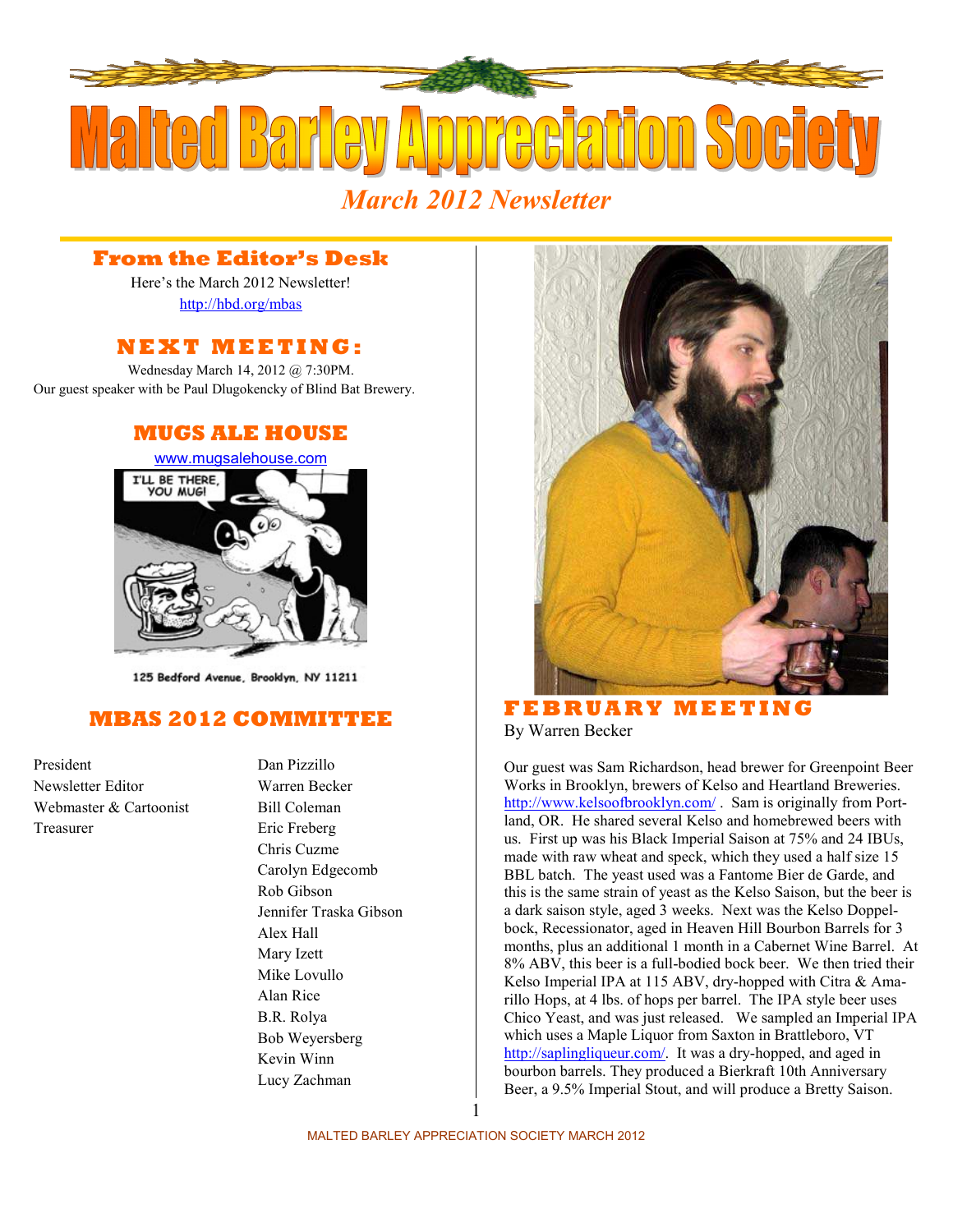# Malted Barley Appreciation Society

*March 2012 Newsletter*

## From the Editor's Desk

Here's the March 2012 Newsletter!

http://hbd.org/mbas

## NEXT MEETING:

Wednesday March 14, 2012 @ 7:30PM.

Our guest speaker with be Paul Dlugokencky of Blind Bat Brewery.

## MUGS ALE HOUSE

www.mugsalehouse.com

125 Bedford Avenue, Brooklyn, NY 11211

## MBAS 2012 COMMITTEE

| | |
|---|---|
| President | Dan Pizzillo |
| Newsletter Editor | Warren Becker |
| Webmaster & Cartoonist | Bill Coleman |
| Treasurer | Eric Freberg |
| | Chris Cuzme |
| | Carolyn Edgecomb |
| | Rob Gibson |
| | Jennifer Traska Gibson |
| | Alex Hall |
| | Mary Izett |
| | Mike Lovullo |
| | Alan Rice |
| | B.R. Rolya |
| | Bob Weyersberg |
| | Kevin Winn |
| | Lucy Zachman |

## FEBRUARY MEETING

By Warren Becker

Our guest was Sam Richardson, head brewer for Greenpoint Beer Works in Brooklyn, brewers of Kelso and Heartland Breweries. http://www.kelsoofbrooklyn.com/ . Sam is originally from Portland, OR. He shared several Kelso and homebrewed beers with us. First up was his Black Imperial Saison at 75% and 24 IBUs, made with raw wheat and speck, which they used a half size 15 BBL batch. The yeast used was a Fantome Bier de Garde, and this is the same strain of yeast as the Kelso Saison, but the beer is a dark saison style, aged 3 weeks. Next was the Kelso Doppelbock, Recessionator, aged in Heaven Hill Bourbon Barrels for 3 months, plus an additional 1 month in a Cabernet Wine Barrel. At 8% ABV, this beer is a full-bodied bock beer. We then tried their Kelso Imperial IPA at 115 ABV, dry-hopped with Citra & Amarillo Hops, at 4 lbs. of hops per barrel. The IPA style beer uses Chico Yeast, and was just released. We sampled an Imperial IPA which uses a Maple Liquor from Saxton in Brattleboro, VT http://saplingliqueur.com/. It was a dry-hopped, and aged in bourbon barrels. They produced a Bierkraft 10th Anniversary Beer, a 9.5% Imperial Stout, and will produce a Bretty Saison.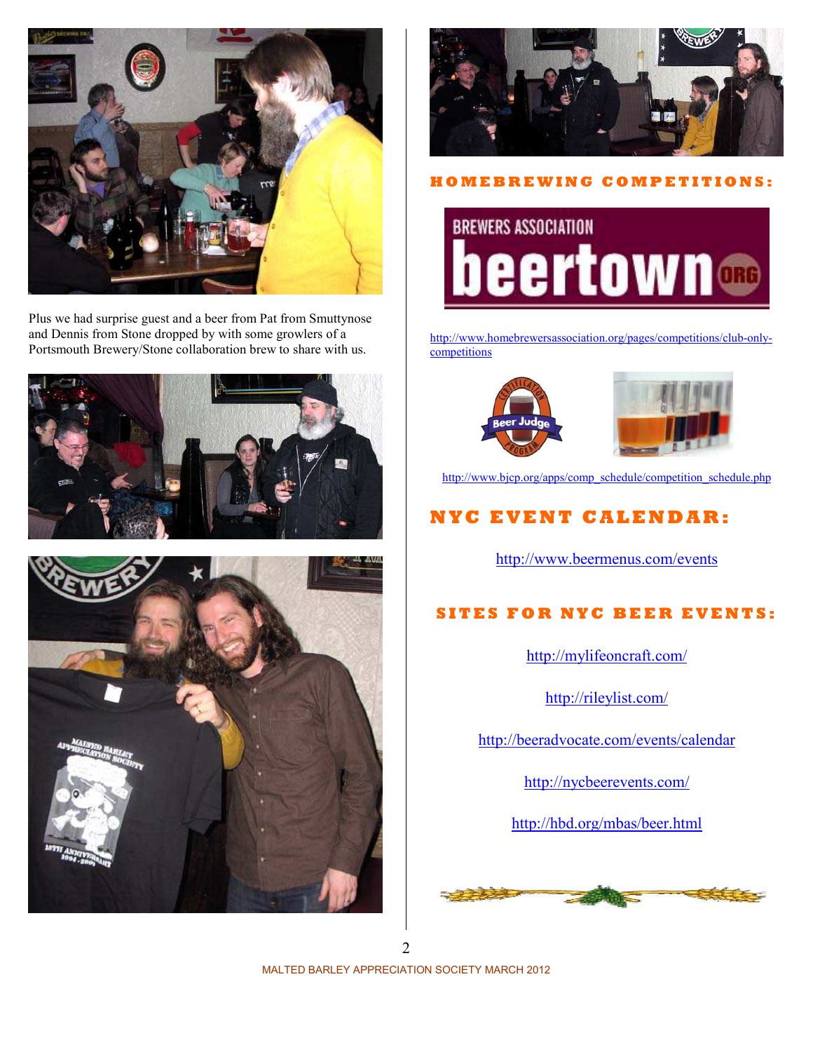Plus we had surprise guest and a beer from Pat from Smuttynose and Dennis from Stone dropped by with some growlers of a Portsmouth Brewery/Stone collaboration brew to share with us.

## HOMEBREWING COMPETITIONS:

BREWERS ASSOCIATION beertown ORG

http://www.homebrewersassociation.org/pages/competitions/club-only-competitions

Beer Judge CERTIFICATION PROGRAM

http://www.bjcp.org/apps/comp_schedule/competition_schedule.php

## NYC EVENT CALENDAR:

http://www.beermenus.com/events

## SITES FOR NYC BEER EVENTS:

http://mylifeoncraft.com/

http://rileylist.com/

http://beeradvocate.com/events/calendar

http://nycbeerevents.com/

http://hbd.org/mbas/beer.html